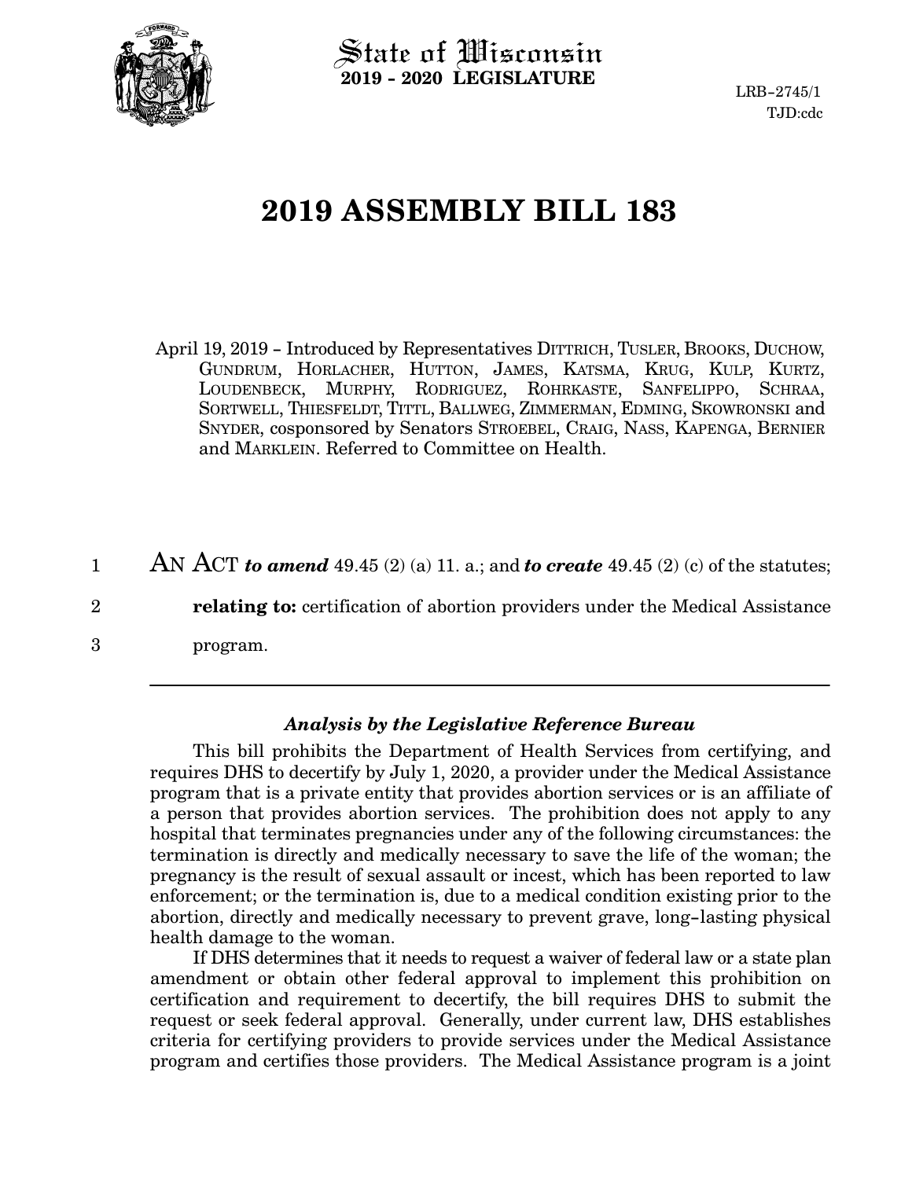State of Wisconsin
**2019 - 2020 LEGISLATURE**

LRB-2745/1
TJD:cdc

# 2019 ASSEMBLY BILL 183

April 19, 2019 - Introduced by Representatives DITTRICH, TUSLER, BROOKS, DUCHOW, GUNDRUM, HORLACHER, HUTTON, JAMES, KATSMA, KRUG, KULP, KURTZ, LOUDENBECK, MURPHY, RODRIGUEZ, ROHRKASTE, SANFELIPPO, SCHRAA, SORTWELL, THIESFELDT, TITTL, BALLWEG, ZIMMERMAN, EDMING, SKOWRONSKI and SNYDER, cosponsored by Senators STROEBEL, CRAIG, NASS, KAPENGA, BERNIER and MARKLEIN. Referred to Committee on Health.

1 AN ACT ***to amend*** 49.45 (2) (a) 11. a.; and ***to create*** 49.45 (2) (c) of the statutes;
2 **relating to:** certification of abortion providers under the Medical Assistance
3 program.

---

### *Analysis by the Legislative Reference Bureau*

This bill prohibits the Department of Health Services from certifying, and requires DHS to decertify by July 1, 2020, a provider under the Medical Assistance program that is a private entity that provides abortion services or is an affiliate of a person that provides abortion services. The prohibition does not apply to any hospital that terminates pregnancies under any of the following circumstances: the termination is directly and medically necessary to save the life of the woman; the pregnancy is the result of sexual assault or incest, which has been reported to law enforcement; or the termination is, due to a medical condition existing prior to the abortion, directly and medically necessary to prevent grave, long-lasting physical health damage to the woman.

If DHS determines that it needs to request a waiver of federal law or a state plan amendment or obtain other federal approval to implement this prohibition on certification and requirement to decertify, the bill requires DHS to submit the request or seek federal approval. Generally, under current law, DHS establishes criteria for certifying providers to provide services under the Medical Assistance program and certifies those providers. The Medical Assistance program is a joint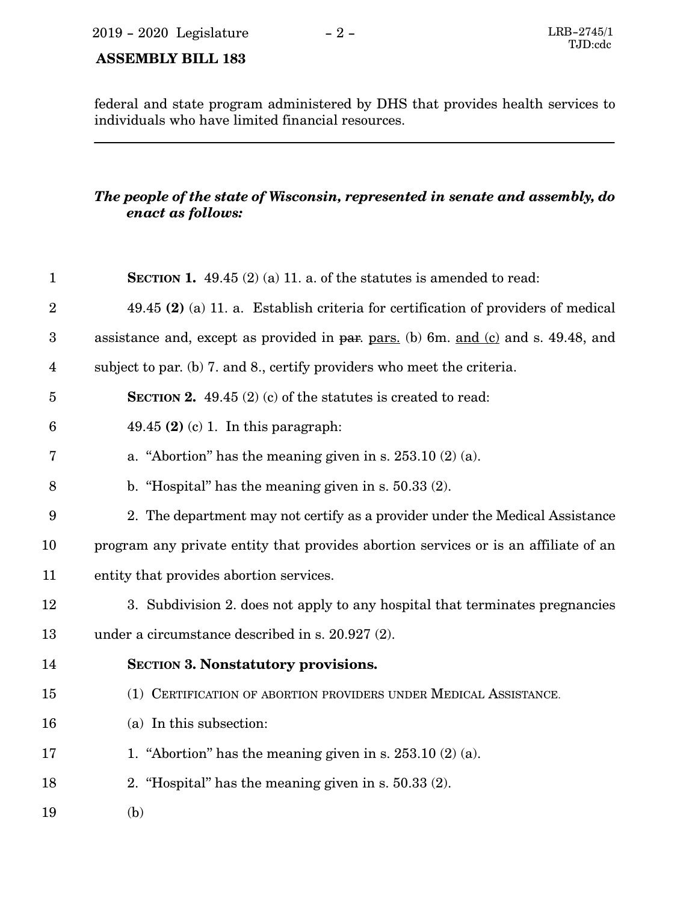federal and state program administered by DHS that provides health services to individuals who have limited financial resources.

---

***The people of the state of Wisconsin, represented in senate and assembly, do enact as follows:***

**SECTION 1.** 49.45 (2) (a) 11. a. of the statutes is amended to read:

49.45 **(2)** (a) 11. a. Establish criteria for certification of providers of medical assistance and, except as provided in ~~par.~~ pars. (b) 6m. and (c) and s. 49.48, and subject to par. (b) 7. and 8., certify providers who meet the criteria.

**SECTION 2.** 49.45 (2) (c) of the statutes is created to read:

49.45 **(2)** (c) 1. In this paragraph:

a. "Abortion" has the meaning given in s. 253.10 (2) (a).

b. "Hospital" has the meaning given in s. 50.33 (2).

2. The department may not certify as a provider under the Medical Assistance program any private entity that provides abortion services or is an affiliate of an entity that provides abortion services.

3. Subdivision 2. does not apply to any hospital that terminates pregnancies under a circumstance described in s. 20.927 (2).

**SECTION 3. Nonstatutory provisions.**

(1) CERTIFICATION OF ABORTION PROVIDERS UNDER MEDICAL ASSISTANCE.

(a) In this subsection:

1. "Abortion" has the meaning given in s. 253.10 (2) (a).

2. "Hospital" has the meaning given in s. 50.33 (2).

(b)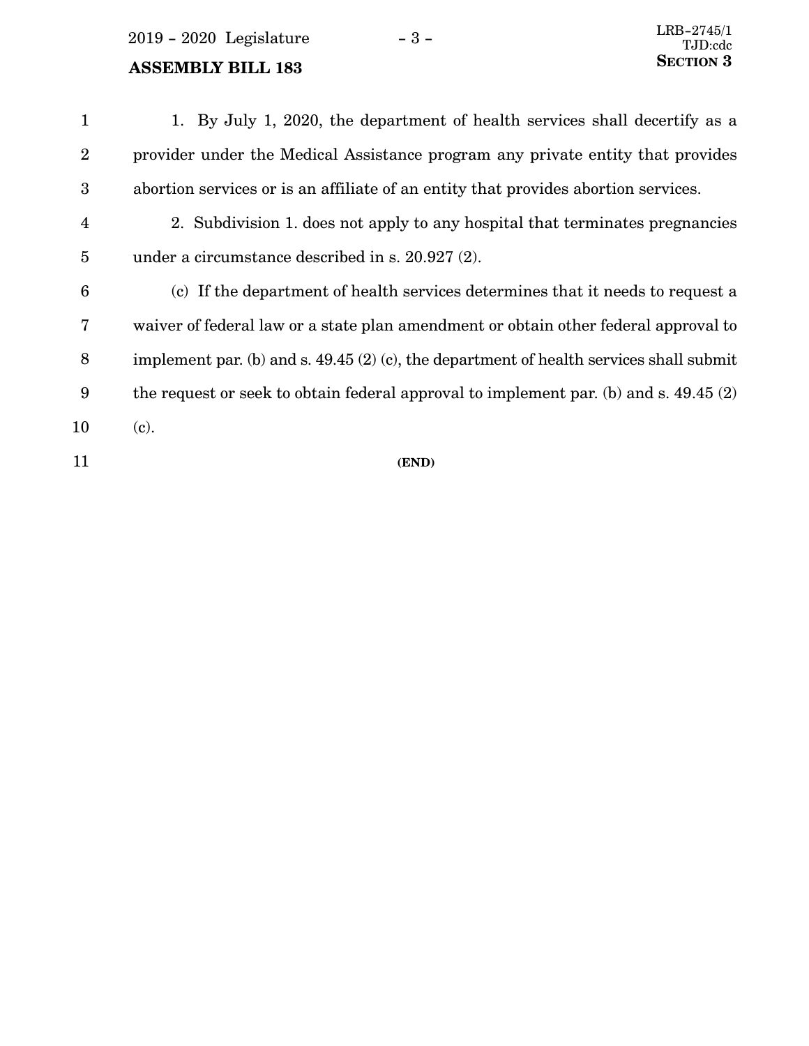1. By July 1, 2020, the department of health services shall decertify as a provider under the Medical Assistance program any private entity that provides abortion services or is an affiliate of an entity that provides abortion services.

2. Subdivision 1. does not apply to any hospital that terminates pregnancies under a circumstance described in s. 20.927 (2).

(c) If the department of health services determines that it needs to request a waiver of federal law or a state plan amendment or obtain other federal approval to implement par. (b) and s. 49.45 (2) (c), the department of health services shall submit the request or seek to obtain federal approval to implement par. (b) and s. 49.45 (2) (c).

**(END)**